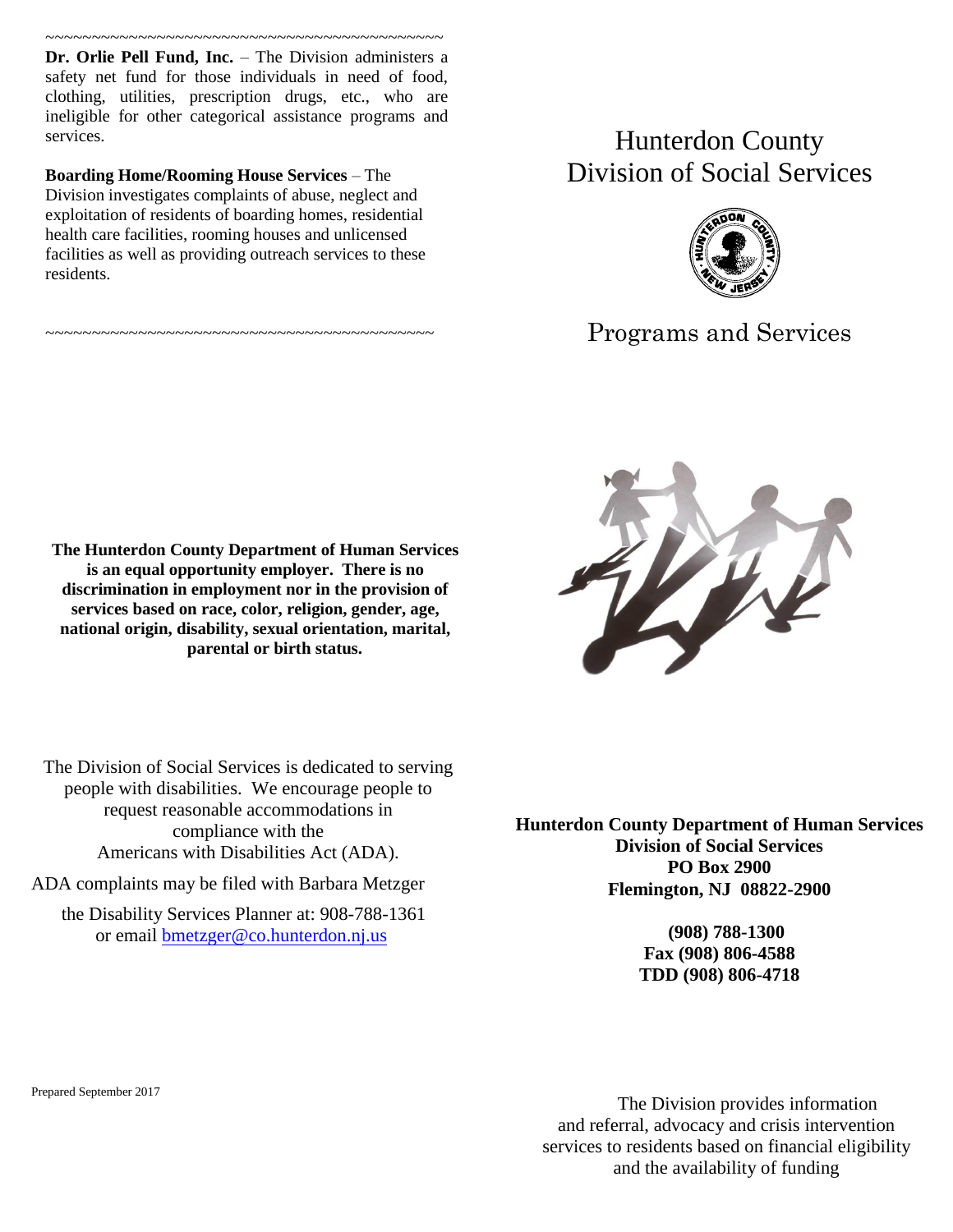~~~~~~~~~~~~~~~~~~~~~~~~~~~~~~~~~~~~~~~~~~~~~~~~

**Dr. Orlie Pell Fund, Inc.** – The Division administers a safety net fund for those individuals in need of food, clothing, utilities, prescription drugs, etc., who are ineligible for other categorical assistance programs and services.

**Boarding Home/Rooming House Services** – The Division investigates complaints of abuse, neglect and exploitation of residents of boarding homes, residential health care facilities, rooming houses and unlicensed facilities as well as providing outreach services to these residents.

~~~~~~~~~~~~~~~~~~~~~~~~~~~~~~~~~~~~~~~~~~~~~~~

**The Hunterdon County Department of Human Services is an equal opportunity employer. There is no discrimination in employment nor in the provision of services based on race, color, religion, gender, age, national origin, disability, sexual orientation, marital, parental or birth status.**

The Division of Social Services is dedicated to serving people with disabilities. We encourage people to request reasonable accommodations in compliance with the Americans with Disabilities Act (ADA).

ADA complaints may be filed with Barbara Metzger the Disability Services Planner at: 908-788-1361 or email bmetzger@co.hunterdon.nj.us

Prepared September 2017

# Hunterdon County Division of Social Services

## Programs and Services

**Hunterdon County Department of Human Services**
**Division of Social Services**
**PO Box 2900**
**Flemington, NJ 08822-2900**

**(908) 788-1300**
**Fax (908) 806-4588**
**TDD (908) 806-4718**

The Division provides information and referral, advocacy and crisis intervention services to residents based on financial eligibility and the availability of funding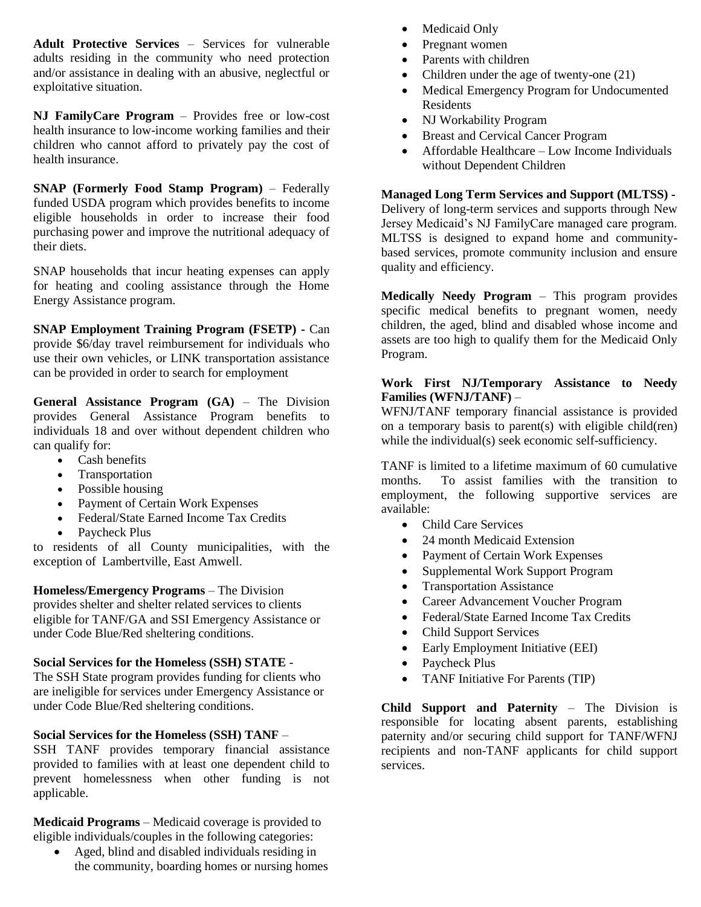**Adult Protective Services** – Services for vulnerable adults residing in the community who need protection and/or assistance in dealing with an abusive, neglectful or exploitative situation.

**NJ FamilyCare Program** – Provides free or low-cost health insurance to low-income working families and their children who cannot afford to privately pay the cost of health insurance.

**SNAP (Formerly Food Stamp Program)** – Federally funded USDA program which provides benefits to income eligible households in order to increase their food purchasing power and improve the nutritional adequacy of their diets.

SNAP households that incur heating expenses can apply for heating and cooling assistance through the Home Energy Assistance program.

**SNAP Employment Training Program (FSETP) -** Can provide $6/day travel reimbursement for individuals who use their own vehicles, or LINK transportation assistance can be provided in order to search for employment

**General Assistance Program (GA)** – The Division provides General Assistance Program benefits to individuals 18 and over without dependent children who can qualify for:

- Cash benefits
- Transportation
- Possible housing
- Payment of Certain Work Expenses
- Federal/State Earned Income Tax Credits
- Paycheck Plus

to residents of all County municipalities, with the exception of Lambertville, East Amwell.

**Homeless/Emergency Programs** – The Division provides shelter and shelter related services to clients eligible for TANF/GA and SSI Emergency Assistance or under Code Blue/Red sheltering conditions.

**Social Services for the Homeless (SSH) STATE** -
The SSH State program provides funding for clients who are ineligible for services under Emergency Assistance or under Code Blue/Red sheltering conditions.

**Social Services for the Homeless (SSH) TANF** –
SSH TANF provides temporary financial assistance provided to families with at least one dependent child to prevent homelessness when other funding is not applicable.

**Medicaid Programs** – Medicaid coverage is provided to eligible individuals/couples in the following categories:

- Aged, blind and disabled individuals residing in the community, boarding homes or nursing homes
- Medicaid Only
- Pregnant women
- Parents with children
- Children under the age of twenty-one (21)
- Medical Emergency Program for Undocumented Residents
- NJ Workability Program
- Breast and Cervical Cancer Program
- Affordable Healthcare – Low Income Individuals without Dependent Children

**Managed Long Term Services and Support (MLTSS) -**
Delivery of long-term services and supports through New Jersey Medicaid's NJ FamilyCare managed care program. MLTSS is designed to expand home and community-based services, promote community inclusion and ensure quality and efficiency.

**Medically Needy Program** – This program provides specific medical benefits to pregnant women, needy children, the aged, blind and disabled whose income and assets are too high to qualify them for the Medicaid Only Program.

**Work First NJ/Temporary Assistance to Needy Families (WFNJ/TANF)** –
WFNJ/TANF temporary financial assistance is provided on a temporary basis to parent(s) with eligible child(ren) while the individual(s) seek economic self-sufficiency.

TANF is limited to a lifetime maximum of 60 cumulative months. To assist families with the transition to employment, the following supportive services are available:

- Child Care Services
- 24 month Medicaid Extension
- Payment of Certain Work Expenses
- Supplemental Work Support Program
- Transportation Assistance
- Career Advancement Voucher Program
- Federal/State Earned Income Tax Credits
- Child Support Services
- Early Employment Initiative (EEI)
- Paycheck Plus
- TANF Initiative For Parents (TIP)

**Child Support and Paternity** – The Division is responsible for locating absent parents, establishing paternity and/or securing child support for TANF/WFNJ recipients and non-TANF applicants for child support services.